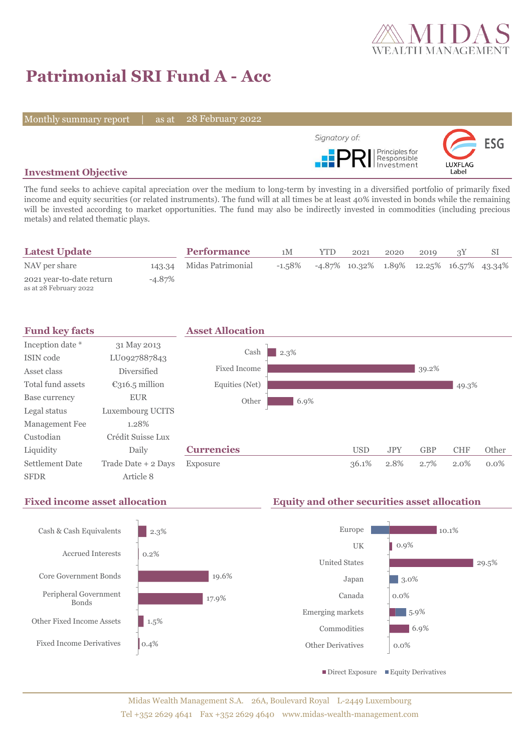# Patrimonial SRI Fund A - Acc

Monthly summary report | as at 28 February 2022

Signatory of: PRI Principles for Responsible Investment

LUXFLAG ESG Label

## Investment Objective

The fund seeks to achieve capital apreciation over the medium to long-term by investing in a diversified portfolio of primarily fixed income and equity securities (or related instruments). The fund will at all times be at least 40% invested in bonds while the remaining will be invested according to market opportunities. The fund may also be indirectly invested in commodities (including precious metals) and related thematic plays.

## Latest Update

| | |
|---|---|
| NAV per share | 143.34 |
| 2021 year-to-date return<br>as at 28 February 2022 | -4.87% |

## Performance

| | 1M | YTD | 2021 | 2020 | 2019 | 3Y | SI |
|---|---|---|---|---|---|---|---|
| Midas Patrimonial | -1.58% | -4.87% | 10.32% | 1.89% | 12.25% | 16.57% | 43.34% |

## Fund key facts

| | |
|---|---|
| Inception date * | 31 May 2013 |
| ISIN code | LU0927887843 |
| Asset class | Diversified |
| Total fund assets | €316.5 million |
| Base currency | EUR |
| Legal status | Luxembourg UCITS |
| Management Fee | 1.28% |
| Custodian | Crédit Suisse Lux |
| Liquidity | Daily |
| Settlement Date | Trade Date + 2 Days |
| SFDR | Article 8 |

## Asset Allocation

| | |
|---|---|
| Cash | 2.3% |
| Fixed Income | 39.2% |
| Equities (Net) | 49.3% |
| Other | 6.9% |

## Currencies

| | USD | JPY | GBP | CHF | Other |
|---|---|---|---|---|---|
| Exposure | 36.1% | 2.8% | 2.7% | 2.0% | 0.0% |

## Fixed income asset allocation

| | |
|---|---|
| Cash & Cash Equivalents | 2.3% |
| Accrued Interests | 0.2% |
| Core Government Bonds | 19.6% |
| Peripheral Government Bonds | 17.9% |
| Other Fixed Income Assets | 1.5% |
| Fixed Income Derivatives | 0.4% |

## Equity and other securities asset allocation

| | |
|---|---|
| Europe | 10.1% |
| UK | 0.9% |
| United States | 29.5% |
| Japan | 3.0% |
| Canada | 0.0% |
| Emerging markets | 5.9% |
| Commodities | 6.9% |
| Other Derivatives | 0.0% |

■ Direct Exposure ■ Equity Derivatives

Midas Wealth Management S.A. 26A, Boulevard Royal L-2449 Luxembourg
Tel +352 2629 4641 Fax +352 2629 4640 www.midas-wealth-management.com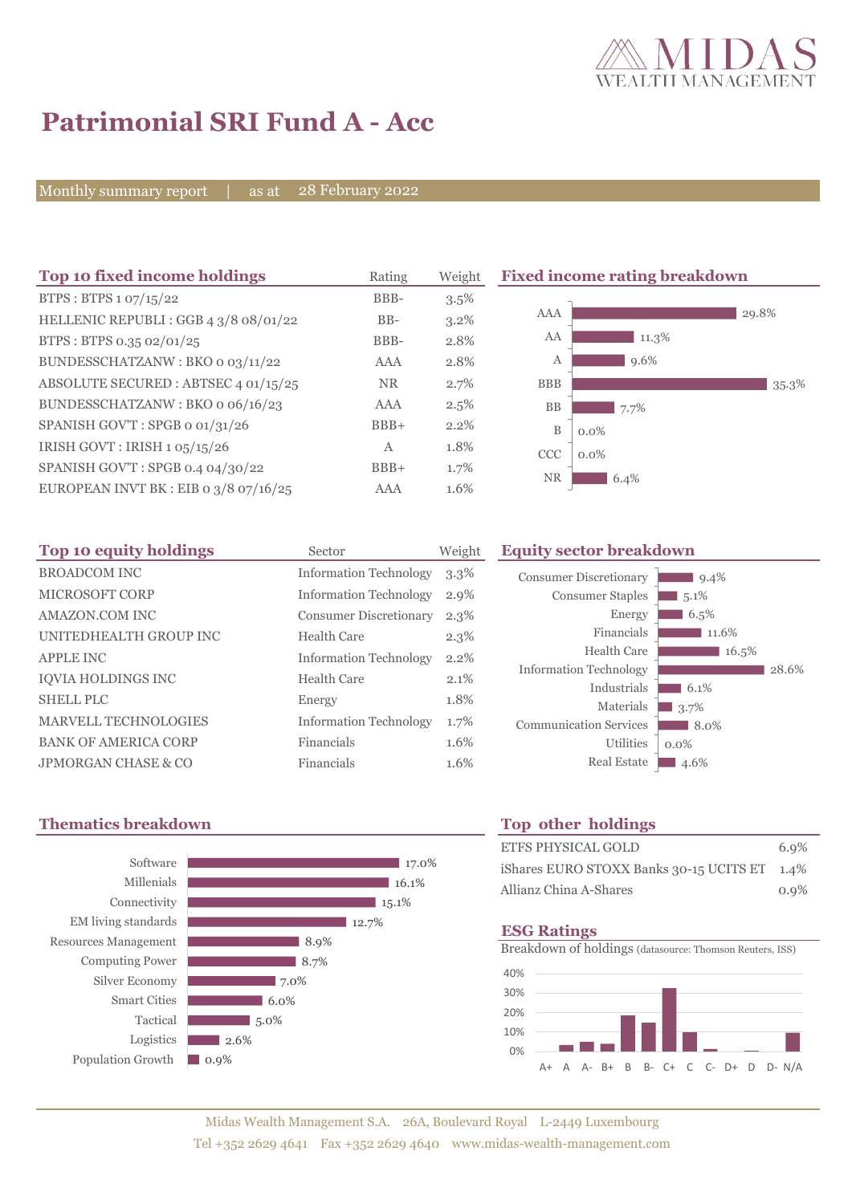# Patrimonial SRI Fund A - Acc

Monthly summary report | as at 28 February 2022

## Top 10 fixed income holdings

| Top 10 fixed income holdings | Rating | Weight |
|---|---|---|
| BTPS : BTPS 1 07/15/22 | BBB- | 3.5% |
| HELLENIC REPUBLI : GGB 4 3/8 08/01/22 | BB- | 3.2% |
| BTPS : BTPS 0.35 02/01/25 | BBB- | 2.8% |
| BUNDESSCHATZANW : BKO 0 03/11/22 | AAA | 2.8% |
| ABSOLUTE SECURED : ABTSEC 4 01/15/25 | NR | 2.7% |
| BUNDESSCHATZANW : BKO 0 06/16/23 | AAA | 2.5% |
| SPANISH GOV'T : SPGB 0 01/31/26 | BBB+ | 2.2% |
| IRISH GOVT : IRISH 1 05/15/26 | A | 1.8% |
| SPANISH GOV'T : SPGB 0.4 04/30/22 | BBB+ | 1.7% |
| EUROPEAN INVT BK : EIB 0 3/8 07/16/25 | AAA | 1.6% |

## Fixed income rating breakdown

| Rating | Weight |
|---|---|
| AAA | 29.8% |
| AA | 11.3% |
| A | 9.6% |
| BBB | 35.3% |
| BB | 7.7% |
| B | 0.0% |
| CCC | 0.0% |
| NR | 6.4% |

## Top 10 equity holdings

| Top 10 equity holdings | Sector | Weight |
|---|---|---|
| BROADCOM INC | Information Technology | 3.3% |
| MICROSOFT CORP | Information Technology | 2.9% |
| AMAZON.COM INC | Consumer Discretionary | 2.3% |
| UNITEDHEALTH GROUP INC | Health Care | 2.3% |
| APPLE INC | Information Technology | 2.2% |
| IQVIA HOLDINGS INC | Health Care | 2.1% |
| SHELL PLC | Energy | 1.8% |
| MARVELL TECHNOLOGIES | Information Technology | 1.7% |
| BANK OF AMERICA CORP | Financials | 1.6% |
| JPMORGAN CHASE & CO | Financials | 1.6% |

## Equity sector breakdown

| Sector | Weight |
|---|---|
| Consumer Discretionary | 9.4% |
| Consumer Staples | 5.1% |
| Energy | 6.5% |
| Financials | 11.6% |
| Health Care | 16.5% |
| Information Technology | 28.6% |
| Industrials | 6.1% |
| Materials | 3.7% |
| Communication Services | 8.0% |
| Utilities | 0.0% |
| Real Estate | 4.6% |

## Thematics breakdown

| Theme | Weight |
|---|---|
| Software | 17.0% |
| Millenials | 16.1% |
| Connectivity | 15.1% |
| EM living standards | 12.7% |
| Resources Management | 8.9% |
| Computing Power | 8.7% |
| Silver Economy | 7.0% |
| Smart Cities | 6.0% |
| Tactical | 5.0% |
| Logistics | 2.6% |
| Population Growth | 0.9% |

## Top other holdings

| Holding | Weight |
|---|---|
| ETFS PHYSICAL GOLD | 6.9% |
| iShares EURO STOXX Banks 30-15 UCITS ET | 1.4% |
| Allianz China A-Shares | 0.9% |

## ESG Ratings

Breakdown of holdings (datasource: Thomson Reuters, ISS)

Ratings: A+, A, A-, B+, B, B-, C+, C, C-, D+, D, D-, N/A (axis 0%–40%)

Midas Wealth Management S.A. 26A, Boulevard Royal L-2449 Luxembourg
Tel +352 2629 4641 Fax +352 2629 4640 www.midas-wealth-management.com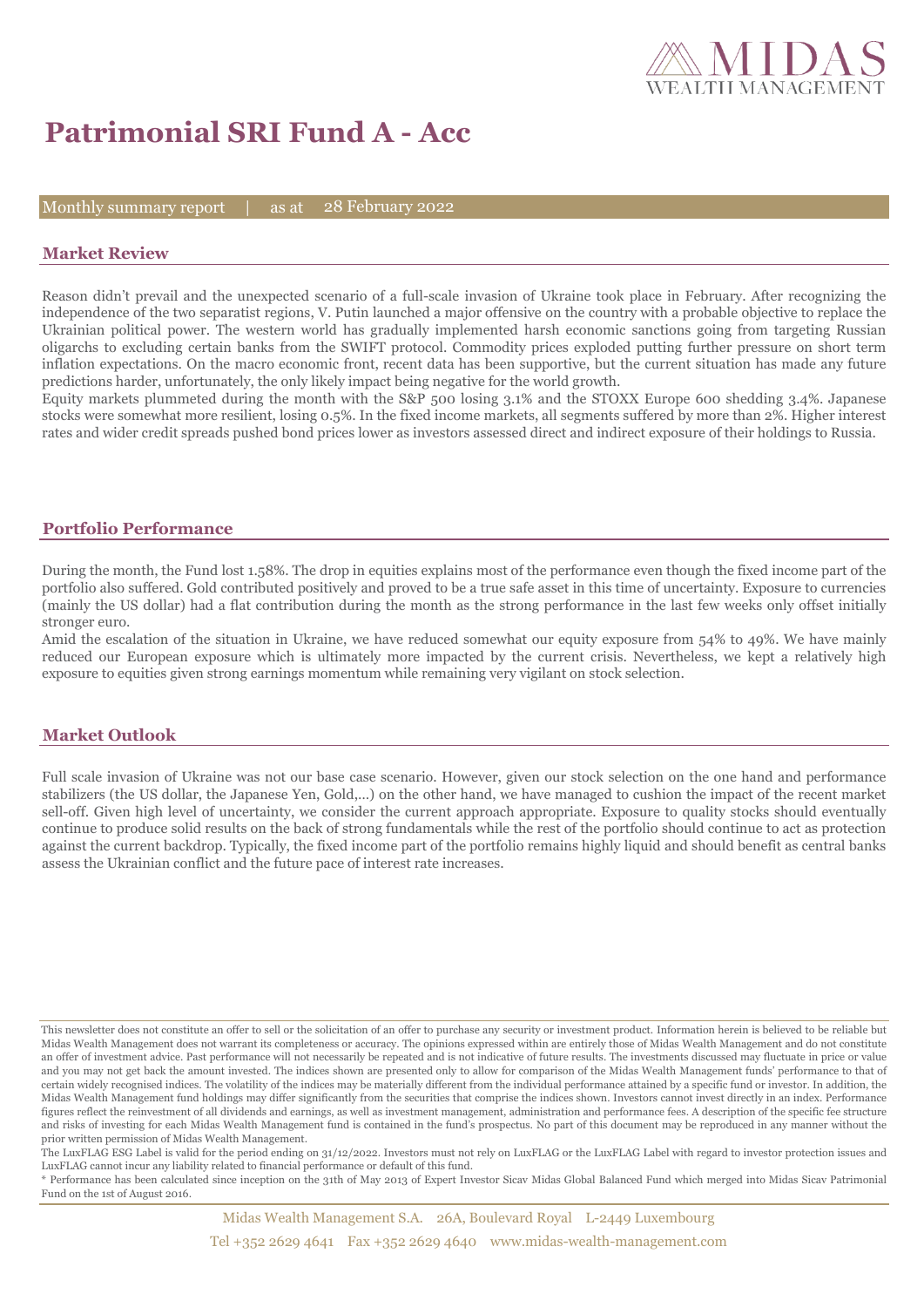# Patrimonial SRI Fund A - Acc

Monthly summary report | as at 28 February 2022

## Market Review

Reason didn't prevail and the unexpected scenario of a full-scale invasion of Ukraine took place in February. After recognizing the independence of the two separatist regions, V. Putin launched a major offensive on the country with a probable objective to replace the Ukrainian political power. The western world has gradually implemented harsh economic sanctions going from targeting Russian oligarchs to excluding certain banks from the SWIFT protocol. Commodity prices exploded putting further pressure on short term inflation expectations. On the macro economic front, recent data has been supportive, but the current situation has made any future predictions harder, unfortunately, the only likely impact being negative for the world growth.

Equity markets plummeted during the month with the S&P 500 losing 3.1% and the STOXX Europe 600 shedding 3.4%. Japanese stocks were somewhat more resilient, losing 0.5%. In the fixed income markets, all segments suffered by more than 2%. Higher interest rates and wider credit spreads pushed bond prices lower as investors assessed direct and indirect exposure of their holdings to Russia.

## Portfolio Performance

During the month, the Fund lost 1.58%. The drop in equities explains most of the performance even though the fixed income part of the portfolio also suffered. Gold contributed positively and proved to be a true safe asset in this time of uncertainty. Exposure to currencies (mainly the US dollar) had a flat contribution during the month as the strong performance in the last few weeks only offset initially stronger euro.

Amid the escalation of the situation in Ukraine, we have reduced somewhat our equity exposure from 54% to 49%. We have mainly reduced our European exposure which is ultimately more impacted by the current crisis. Nevertheless, we kept a relatively high exposure to equities given strong earnings momentum while remaining very vigilant on stock selection.

## Market Outlook

Full scale invasion of Ukraine was not our base case scenario. However, given our stock selection on the one hand and performance stabilizers (the US dollar, the Japanese Yen, Gold,…) on the other hand, we have managed to cushion the impact of the recent market sell-off. Given high level of uncertainty, we consider the current approach appropriate. Exposure to quality stocks should eventually continue to produce solid results on the back of strong fundamentals while the rest of the portfolio should continue to act as protection against the current backdrop. Typically, the fixed income part of the portfolio remains highly liquid and should benefit as central banks assess the Ukrainian conflict and the future pace of interest rate increases.

This newsletter does not constitute an offer to sell or the solicitation of an offer to purchase any security or investment product. Information herein is believed to be reliable but Midas Wealth Management does not warrant its completeness or accuracy. The opinions expressed within are entirely those of Midas Wealth Management and do not constitute an offer of investment advice. Past performance will not necessarily be repeated and is not indicative of future results. The investments discussed may fluctuate in price or value and you may not get back the amount invested. The indices shown are presented only to allow for comparison of the Midas Wealth Management funds' performance to that of certain widely recognised indices. The volatility of the indices may be materially different from the individual performance attained by a specific fund or investor. In addition, the Midas Wealth Management fund holdings may differ significantly from the securities that comprise the indices shown. Investors cannot invest directly in an index. Performance figures reflect the reinvestment of all dividends and earnings, as well as investment management, administration and performance fees. A description of the specific fee structure and risks of investing for each Midas Wealth Management fund is contained in the fund's prospectus. No part of this document may be reproduced in any manner without the prior written permission of Midas Wealth Management.

The LuxFLAG ESG Label is valid for the period ending on 31/12/2022. Investors must not rely on LuxFLAG or the LuxFLAG Label with regard to investor protection issues and LuxFLAG cannot incur any liability related to financial performance or default of this fund.

* Performance has been calculated since inception on the 31th of May 2013 of Expert Investor Sicav Midas Global Balanced Fund which merged into Midas Sicav Patrimonial Fund on the 1st of August 2016.

Midas Wealth Management S.A. 26A, Boulevard Royal L-2449 Luxembourg

Tel +352 2629 4641 Fax +352 2629 4640 www.midas-wealth-management.com